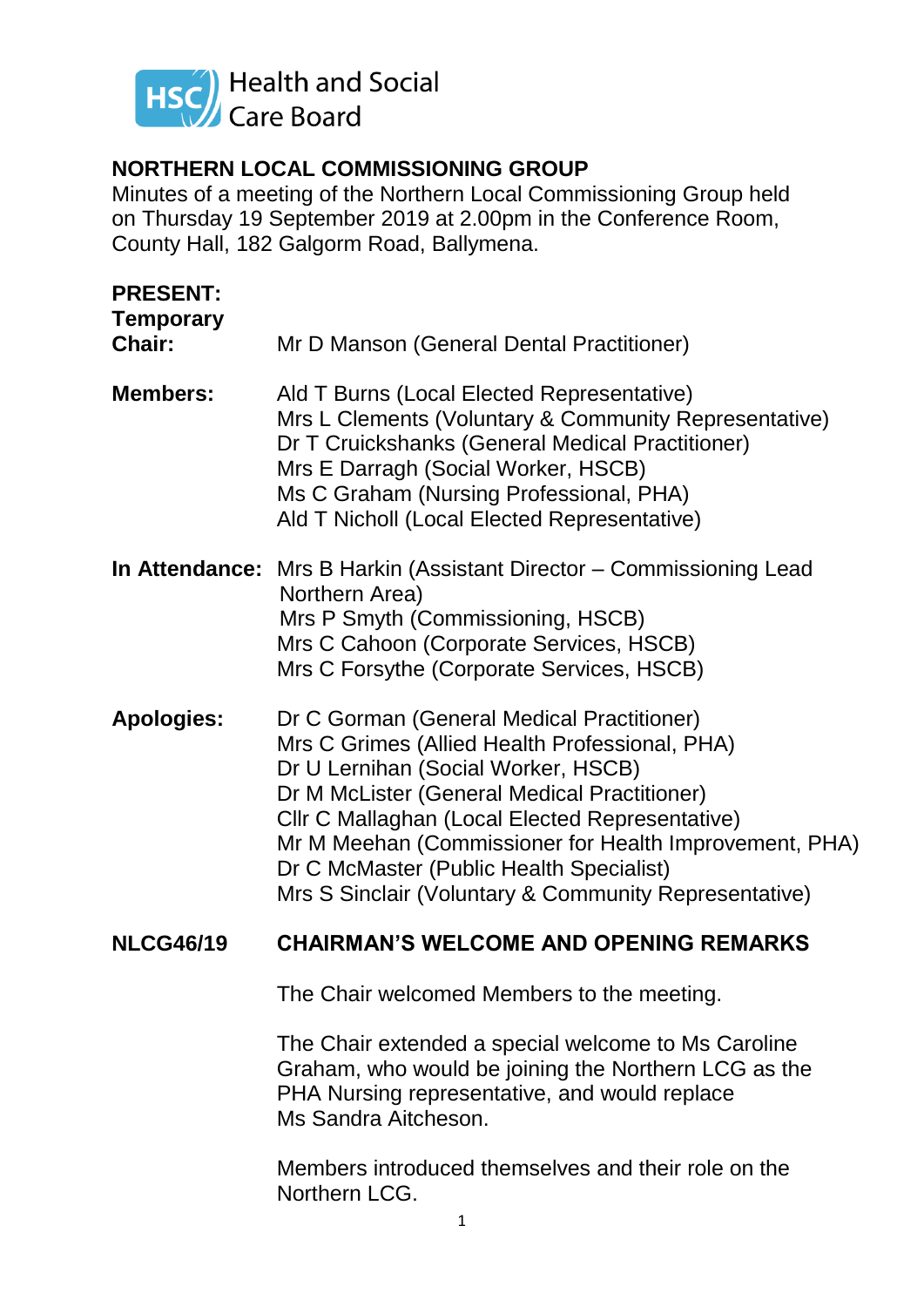Health and Social Care Board

## NORTHERN LOCAL COMMISSIONING GROUP

Minutes of a meeting of the Northern Local Commissioning Group held on Thursday 19 September 2019 at 2.00pm in the Conference Room, County Hall, 182 Galgorm Road, Ballymena.

**PRESENT:**

**Temporary Chair:** Mr D Manson (General Dental Practitioner)

**Members:**
Ald T Burns (Local Elected Representative)
Mrs L Clements (Voluntary & Community Representative)
Dr T Cruickshanks (General Medical Practitioner)
Mrs E Darragh (Social Worker, HSCB)
Ms C Graham (Nursing Professional, PHA)
Ald T Nicholl (Local Elected Representative)

**In Attendance:**
Mrs B Harkin (Assistant Director – Commissioning Lead Northern Area)
Mrs P Smyth (Commissioning, HSCB)
Mrs C Cahoon (Corporate Services, HSCB)
Mrs C Forsythe (Corporate Services, HSCB)

**Apologies:**
Dr C Gorman (General Medical Practitioner)
Mrs C Grimes (Allied Health Professional, PHA)
Dr U Lernihan (Social Worker, HSCB)
Dr M McLister (General Medical Practitioner)
Cllr C Mallaghan (Local Elected Representative)
Mr M Meehan (Commissioner for Health Improvement, PHA)
Dr C McMaster (Public Health Specialist)
Mrs S Sinclair (Voluntary & Community Representative)

### NLCG46/19 CHAIRMAN'S WELCOME AND OPENING REMARKS

The Chair welcomed Members to the meeting.

The Chair extended a special welcome to Ms Caroline Graham, who would be joining the Northern LCG as the PHA Nursing representative, and would replace Ms Sandra Aitcheson.

Members introduced themselves and their role on the Northern LCG.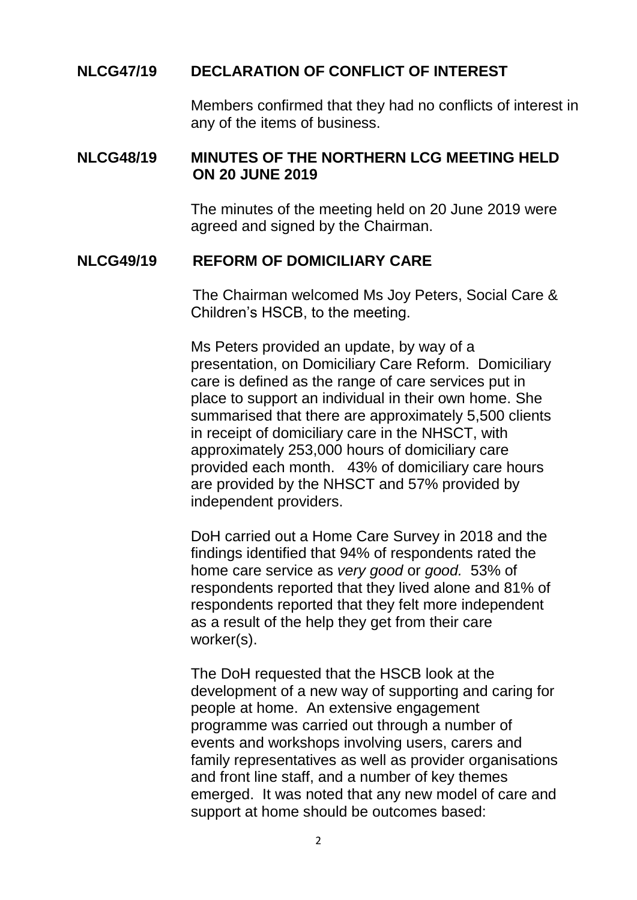**NLCG47/19 DECLARATION OF CONFLICT OF INTEREST**

Members confirmed that they had no conflicts of interest in any of the items of business.

**NLCG48/19 MINUTES OF THE NORTHERN LCG MEETING HELD ON 20 JUNE 2019**

The minutes of the meeting held on 20 June 2019 were agreed and signed by the Chairman.

**NLCG49/19 REFORM OF DOMICILIARY CARE**

The Chairman welcomed Ms Joy Peters, Social Care & Children's HSCB, to the meeting.

Ms Peters provided an update, by way of a presentation, on Domiciliary Care Reform. Domiciliary care is defined as the range of care services put in place to support an individual in their own home. She summarised that there are approximately 5,500 clients in receipt of domiciliary care in the NHSCT, with approximately 253,000 hours of domiciliary care provided each month. 43% of domiciliary care hours are provided by the NHSCT and 57% provided by independent providers.

DoH carried out a Home Care Survey in 2018 and the findings identified that 94% of respondents rated the home care service as *very good* or *good.* 53% of respondents reported that they lived alone and 81% of respondents reported that they felt more independent as a result of the help they get from their care worker(s).

The DoH requested that the HSCB look at the development of a new way of supporting and caring for people at home. An extensive engagement programme was carried out through a number of events and workshops involving users, carers and family representatives as well as provider organisations and front line staff, and a number of key themes emerged. It was noted that any new model of care and support at home should be outcomes based: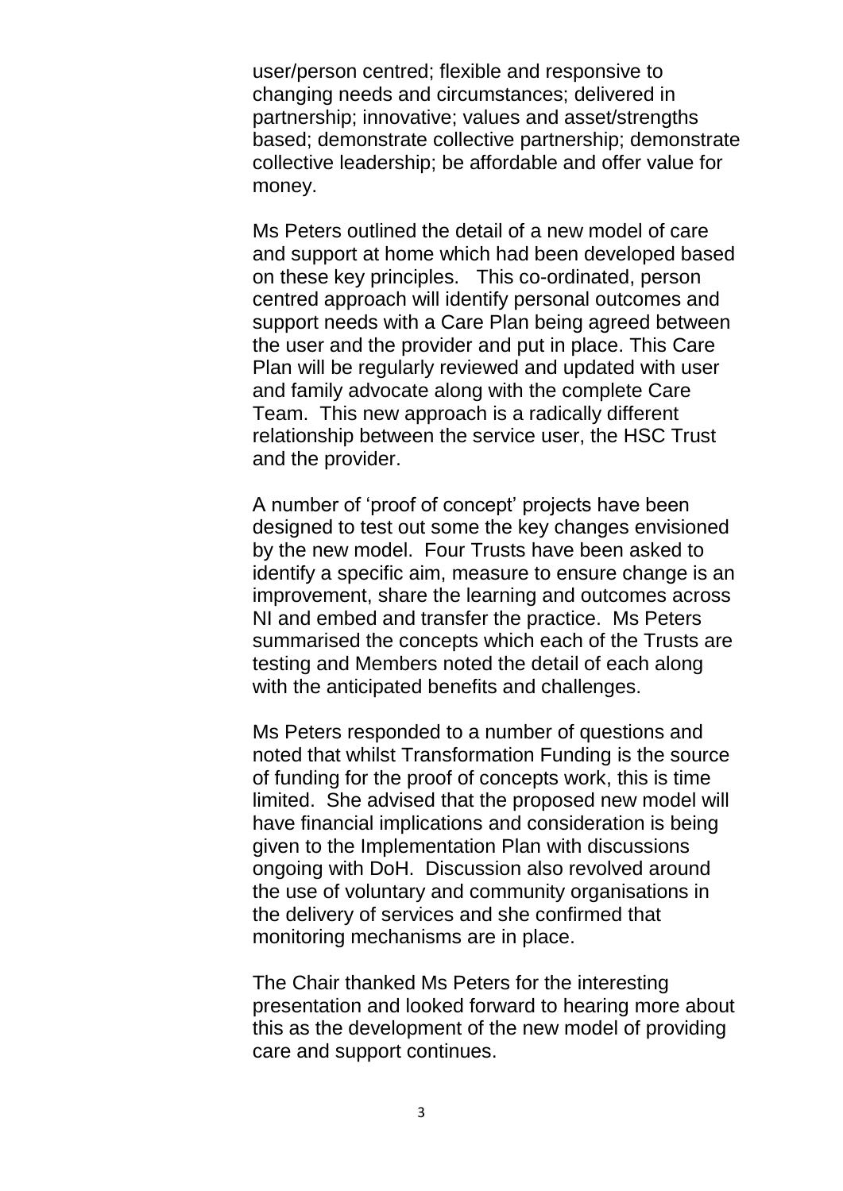user/person centred; flexible and responsive to changing needs and circumstances; delivered in partnership; innovative; values and asset/strengths based; demonstrate collective partnership; demonstrate collective leadership; be affordable and offer value for money.

Ms Peters outlined the detail of a new model of care and support at home which had been developed based on these key principles. This co-ordinated, person centred approach will identify personal outcomes and support needs with a Care Plan being agreed between the user and the provider and put in place. This Care Plan will be regularly reviewed and updated with user and family advocate along with the complete Care Team. This new approach is a radically different relationship between the service user, the HSC Trust and the provider.

A number of 'proof of concept' projects have been designed to test out some the key changes envisioned by the new model. Four Trusts have been asked to identify a specific aim, measure to ensure change is an improvement, share the learning and outcomes across NI and embed and transfer the practice. Ms Peters summarised the concepts which each of the Trusts are testing and Members noted the detail of each along with the anticipated benefits and challenges.

Ms Peters responded to a number of questions and noted that whilst Transformation Funding is the source of funding for the proof of concepts work, this is time limited. She advised that the proposed new model will have financial implications and consideration is being given to the Implementation Plan with discussions ongoing with DoH. Discussion also revolved around the use of voluntary and community organisations in the delivery of services and she confirmed that monitoring mechanisms are in place.

The Chair thanked Ms Peters for the interesting presentation and looked forward to hearing more about this as the development of the new model of providing care and support continues.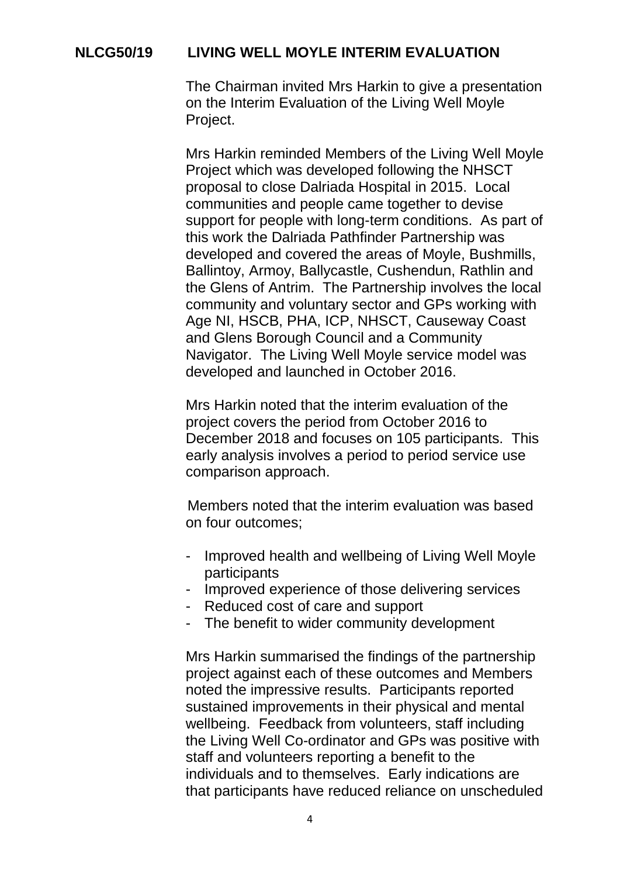**NLCG50/19 LIVING WELL MOYLE INTERIM EVALUATION**

The Chairman invited Mrs Harkin to give a presentation on the Interim Evaluation of the Living Well Moyle Project.

Mrs Harkin reminded Members of the Living Well Moyle Project which was developed following the NHSCT proposal to close Dalriada Hospital in 2015. Local communities and people came together to devise support for people with long-term conditions. As part of this work the Dalriada Pathfinder Partnership was developed and covered the areas of Moyle, Bushmills, Ballintoy, Armoy, Ballycastle, Cushendun, Rathlin and the Glens of Antrim. The Partnership involves the local community and voluntary sector and GPs working with Age NI, HSCB, PHA, ICP, NHSCT, Causeway Coast and Glens Borough Council and a Community Navigator. The Living Well Moyle service model was developed and launched in October 2016.

Mrs Harkin noted that the interim evaluation of the project covers the period from October 2016 to December 2018 and focuses on 105 participants. This early analysis involves a period to period service use comparison approach.

Members noted that the interim evaluation was based on four outcomes;

- Improved health and wellbeing of Living Well Moyle participants
- Improved experience of those delivering services
- Reduced cost of care and support
- The benefit to wider community development

Mrs Harkin summarised the findings of the partnership project against each of these outcomes and Members noted the impressive results. Participants reported sustained improvements in their physical and mental wellbeing. Feedback from volunteers, staff including the Living Well Co-ordinator and GPs was positive with staff and volunteers reporting a benefit to the individuals and to themselves. Early indications are that participants have reduced reliance on unscheduled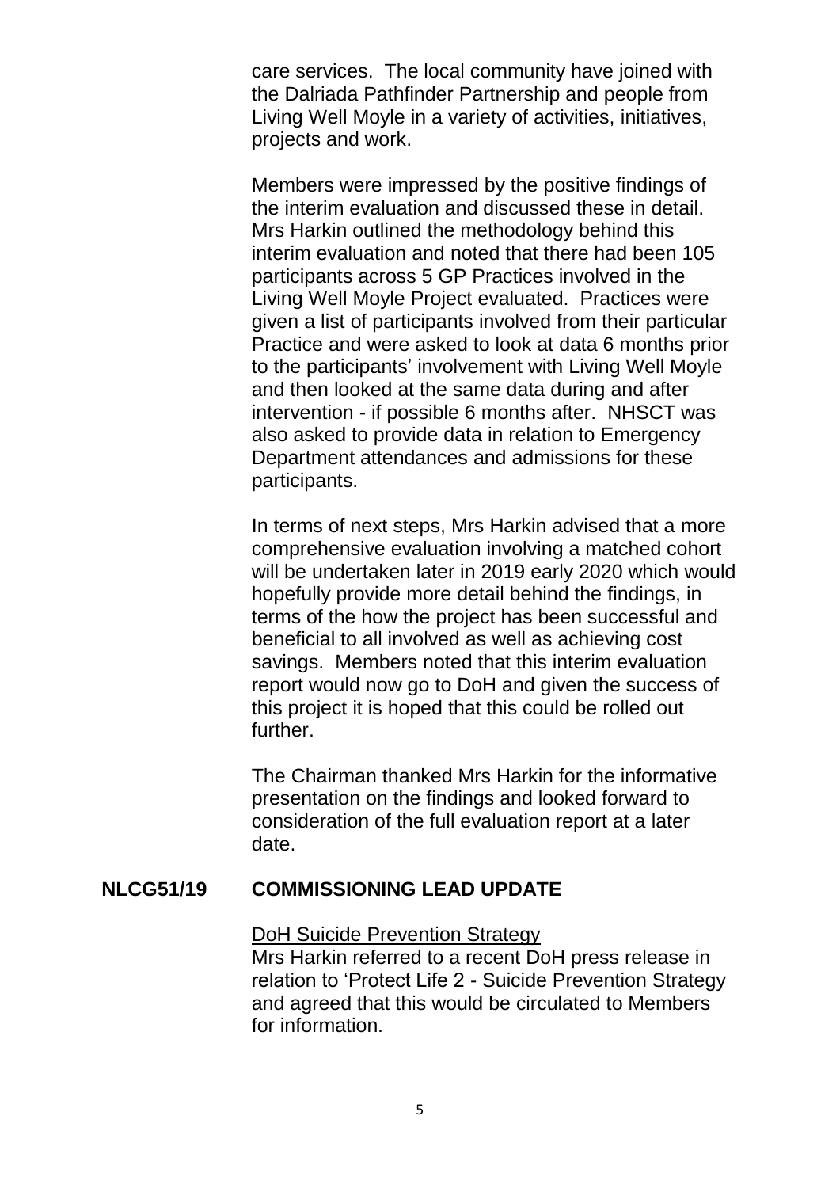care services. The local community have joined with the Dalriada Pathfinder Partnership and people from Living Well Moyle in a variety of activities, initiatives, projects and work.

Members were impressed by the positive findings of the interim evaluation and discussed these in detail. Mrs Harkin outlined the methodology behind this interim evaluation and noted that there had been 105 participants across 5 GP Practices involved in the Living Well Moyle Project evaluated. Practices were given a list of participants involved from their particular Practice and were asked to look at data 6 months prior to the participants' involvement with Living Well Moyle and then looked at the same data during and after intervention - if possible 6 months after. NHSCT was also asked to provide data in relation to Emergency Department attendances and admissions for these participants.

In terms of next steps, Mrs Harkin advised that a more comprehensive evaluation involving a matched cohort will be undertaken later in 2019 early 2020 which would hopefully provide more detail behind the findings, in terms of the how the project has been successful and beneficial to all involved as well as achieving cost savings. Members noted that this interim evaluation report would now go to DoH and given the success of this project it is hoped that this could be rolled out further.

The Chairman thanked Mrs Harkin for the informative presentation on the findings and looked forward to consideration of the full evaluation report at a later date.

## NLCG51/19 COMMISSIONING LEAD UPDATE

DoH Suicide Prevention Strategy

Mrs Harkin referred to a recent DoH press release in relation to 'Protect Life 2 - Suicide Prevention Strategy and agreed that this would be circulated to Members for information.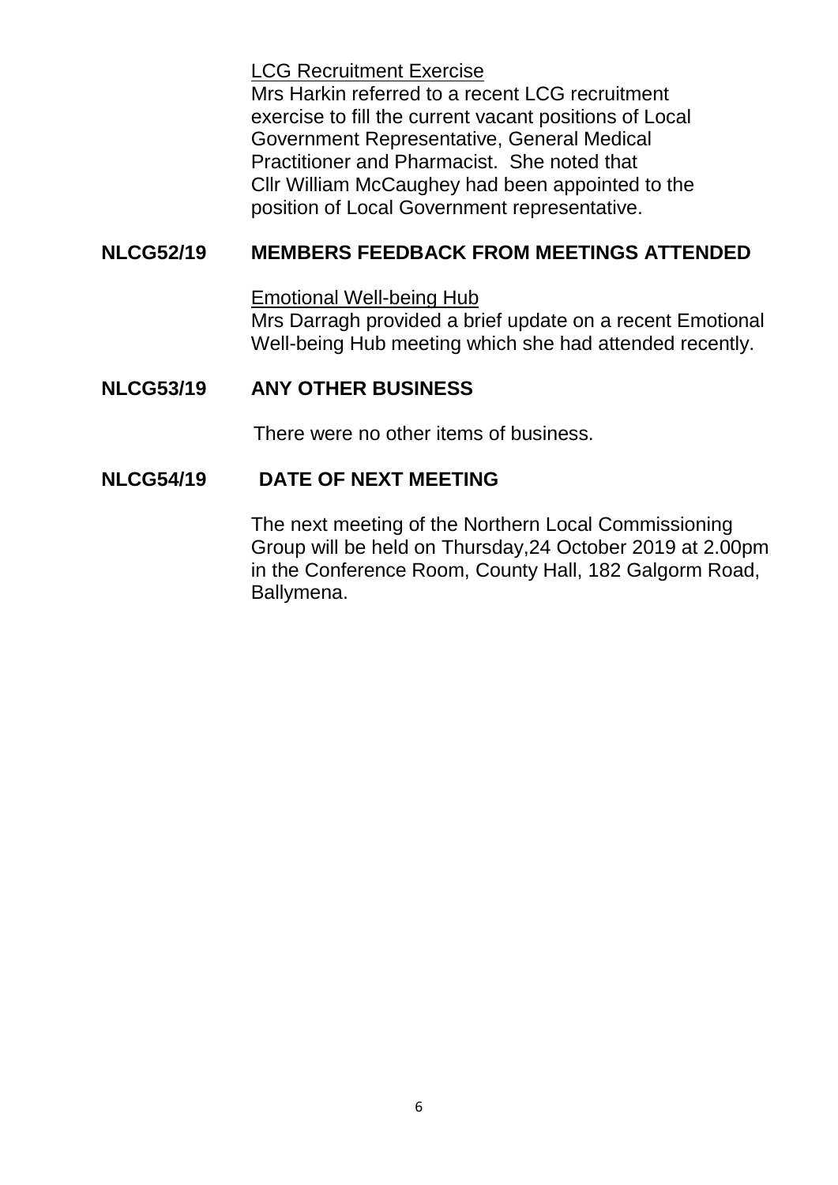<u>LCG Recruitment Exercise</u>

Mrs Harkin referred to a recent LCG recruitment exercise to fill the current vacant positions of Local Government Representative, General Medical Practitioner and Pharmacist. She noted that Cllr William McCaughey had been appointed to the position of Local Government representative.

**NLCG52/19 MEMBERS FEEDBACK FROM MEETINGS ATTENDED**

<u>Emotional Well-being Hub</u>

Mrs Darragh provided a brief update on a recent Emotional Well-being Hub meeting which she had attended recently.

**NLCG53/19 ANY OTHER BUSINESS**

There were no other items of business.

**NLCG54/19 DATE OF NEXT MEETING**

The next meeting of the Northern Local Commissioning Group will be held on Thursday,24 October 2019 at 2.00pm in the Conference Room, County Hall, 182 Galgorm Road, Ballymena.